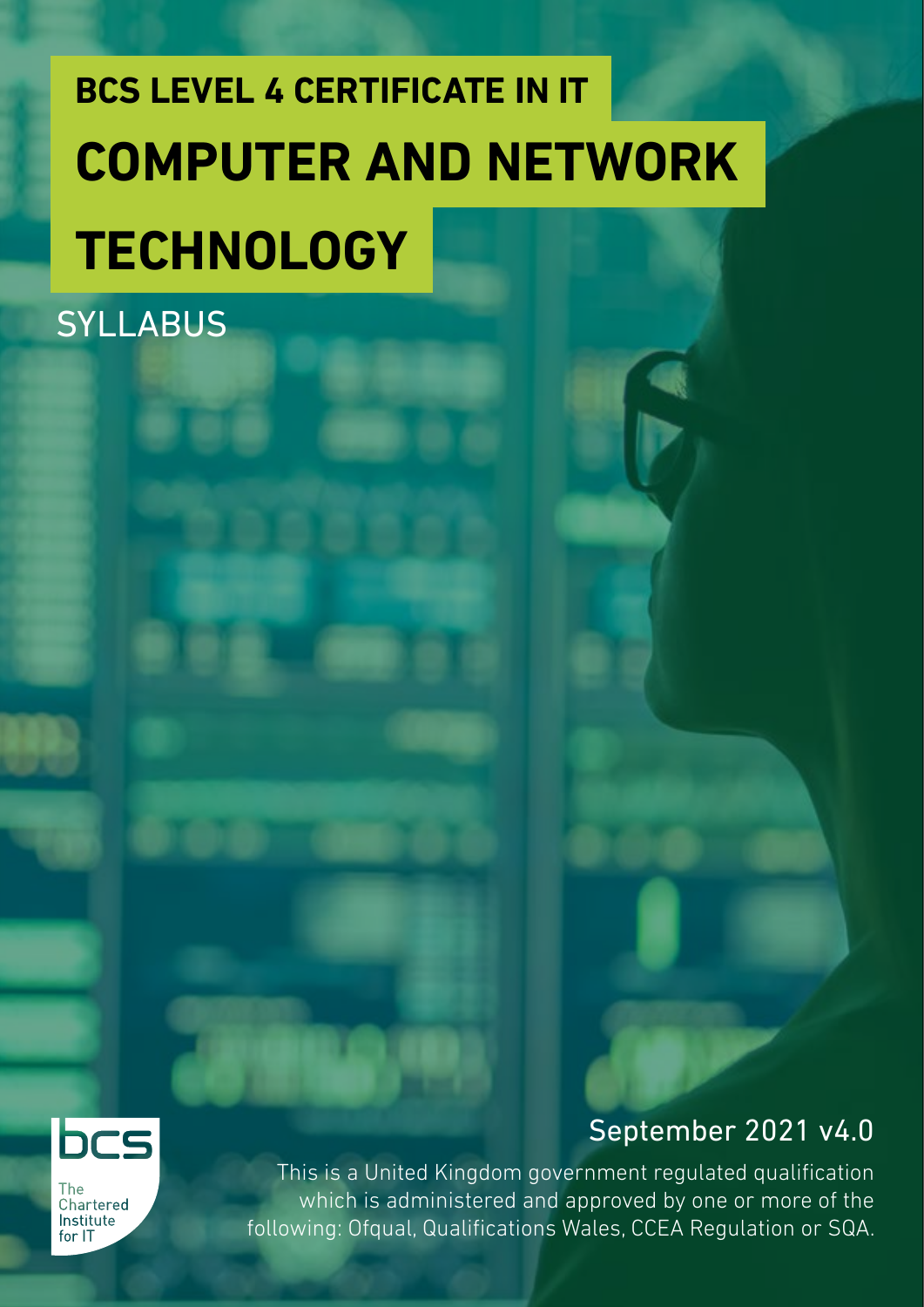# BCS LEVEL 4 CERTIFICATE IN IT

# COMPUTER AND NETWORK TECHNOLOGY

## SYLLABUS

September 2021 v4.0

This is a United Kingdom government regulated qualification which is administered and approved by one or more of the following: Ofqual, Qualifications Wales, CCEA Regulation or SQA.

bcs

The Chartered Institute for IT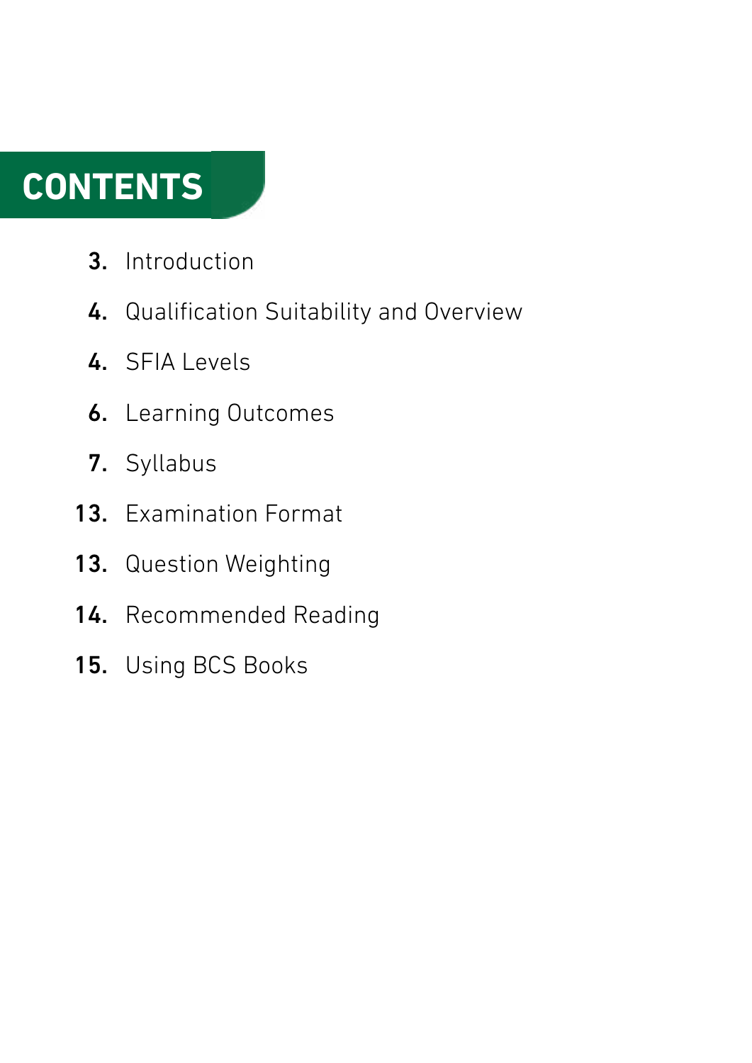# CONTENTS

3. Introduction

4. Qualification Suitability and Overview

4. SFIA Levels

6. Learning Outcomes

7. Syllabus

13. Examination Format

13. Question Weighting

14. Recommended Reading

15. Using BCS Books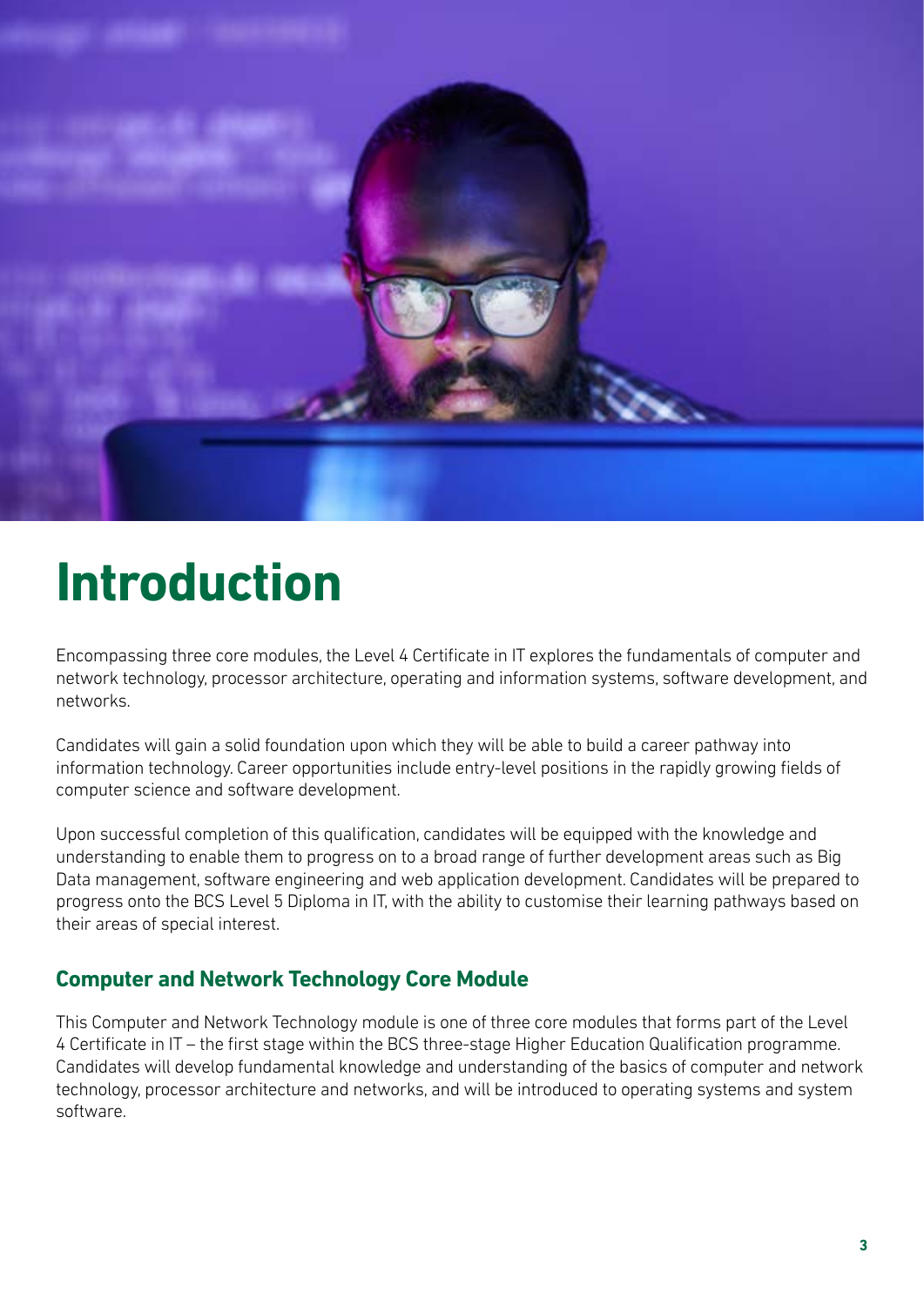# Introduction

Encompassing three core modules, the Level 4 Certificate in IT explores the fundamentals of computer and network technology, processor architecture, operating and information systems, software development, and networks.

Candidates will gain a solid foundation upon which they will be able to build a career pathway into information technology. Career opportunities include entry-level positions in the rapidly growing fields of computer science and software development.

Upon successful completion of this qualification, candidates will be equipped with the knowledge and understanding to enable them to progress on to a broad range of further development areas such as Big Data management, software engineering and web application development. Candidates will be prepared to progress onto the BCS Level 5 Diploma in IT, with the ability to customise their learning pathways based on their areas of special interest.

## Computer and Network Technology Core Module

This Computer and Network Technology module is one of three core modules that forms part of the Level 4 Certificate in IT – the first stage within the BCS three-stage Higher Education Qualification programme. Candidates will develop fundamental knowledge and understanding of the basics of computer and network technology, processor architecture and networks, and will be introduced to operating systems and system software.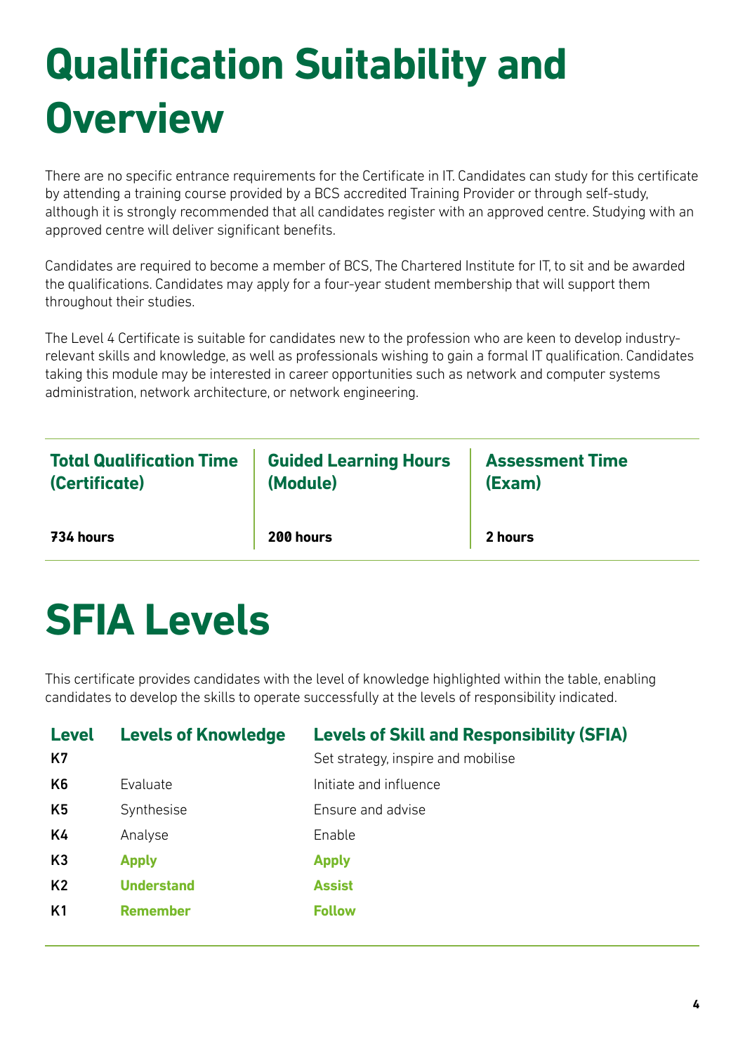# Qualification Suitability and Overview

There are no specific entrance requirements for the Certificate in IT. Candidates can study for this certificate by attending a training course provided by a BCS accredited Training Provider or through self-study, although it is strongly recommended that all candidates register with an approved centre. Studying with an approved centre will deliver significant benefits.

Candidates are required to become a member of BCS, The Chartered Institute for IT, to sit and be awarded the qualifications. Candidates may apply for a four-year student membership that will support them throughout their studies.

The Level 4 Certificate is suitable for candidates new to the profession who are keen to develop industry-relevant skills and knowledge, as well as professionals wishing to gain a formal IT qualification. Candidates taking this module may be interested in career opportunities such as network and computer systems administration, network architecture, or network engineering.

| Total Qualification Time (Certificate) | Guided Learning Hours (Module) | Assessment Time (Exam) |
|---|---|---|
| **734 hours** | **200 hours** | **2 hours** |

# SFIA Levels

This certificate provides candidates with the level of knowledge highlighted within the table, enabling candidates to develop the skills to operate successfully at the levels of responsibility indicated.

| Level | Levels of Knowledge | Levels of Skill and Responsibility (SFIA) |
|---|---|---|
| K7 | | Set strategy, inspire and mobilise |
| K6 | Evaluate | Initiate and influence |
| K5 | Synthesise | Ensure and advise |
| K4 | Analyse | Enable |
| K3 | **Apply** | **Apply** |
| K2 | **Understand** | **Assist** |
| K1 | **Remember** | **Follow** |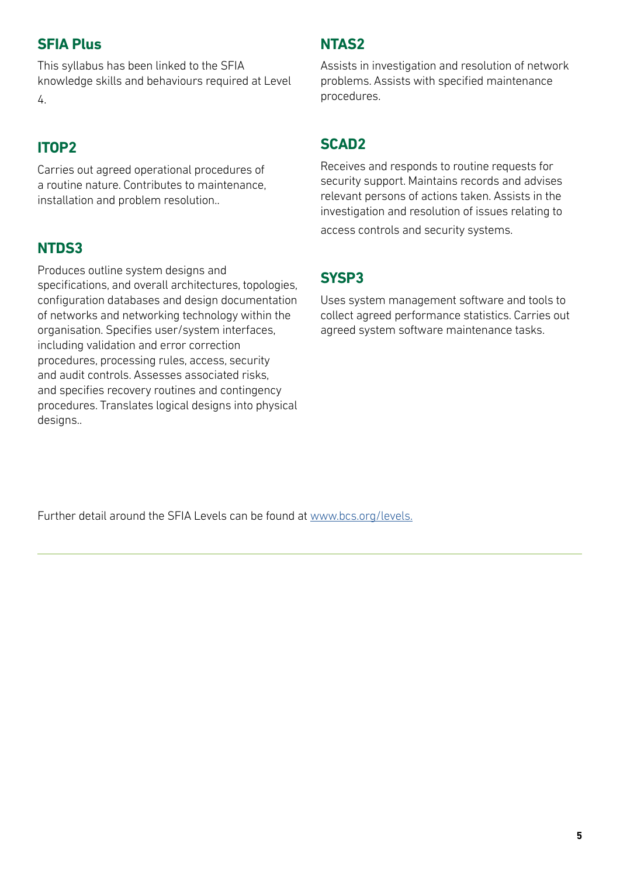## SFIA Plus

This syllabus has been linked to the SFIA knowledge skills and behaviours required at Level 4.

## ITOP2

Carries out agreed operational procedures of a routine nature. Contributes to maintenance, installation and problem resolution..

## NTDS3

Produces outline system designs and specifications, and overall architectures, topologies, configuration databases and design documentation of networks and networking technology within the organisation. Specifies user/system interfaces, including validation and error correction procedures, processing rules, access, security and audit controls. Assesses associated risks, and specifies recovery routines and contingency procedures. Translates logical designs into physical designs..

## NTAS2

Assists in investigation and resolution of network problems. Assists with specified maintenance procedures.

## SCAD2

Receives and responds to routine requests for security support. Maintains records and advises relevant persons of actions taken. Assists in the investigation and resolution of issues relating to access controls and security systems.

## SYSP3

Uses system management software and tools to collect agreed performance statistics. Carries out agreed system software maintenance tasks.

Further detail around the SFIA Levels can be found at [www.bcs.org/levels.](www.bcs.org/levels)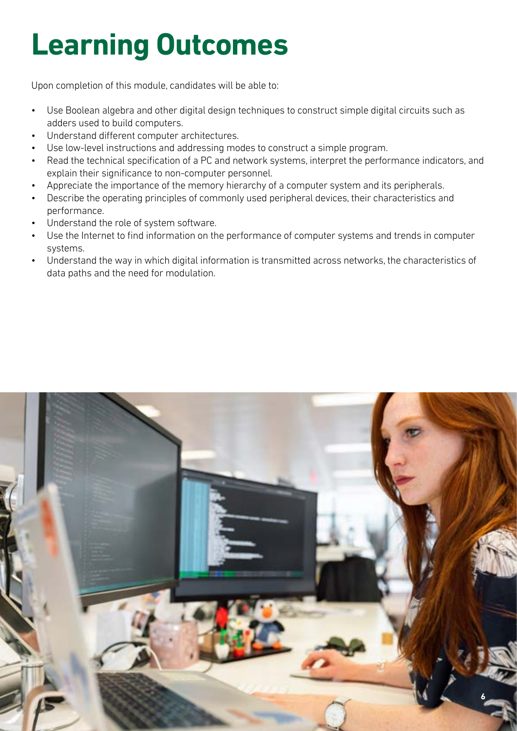# Learning Outcomes

Upon completion of this module, candidates will be able to:

- Use Boolean algebra and other digital design techniques to construct simple digital circuits such as adders used to build computers.
- Understand different computer architectures.
- Use low-level instructions and addressing modes to construct a simple program.
- Read the technical specification of a PC and network systems, interpret the performance indicators, and explain their significance to non-computer personnel.
- Appreciate the importance of the memory hierarchy of a computer system and its peripherals.
- Describe the operating principles of commonly used peripheral devices, their characteristics and performance.
- Understand the role of system software.
- Use the Internet to find information on the performance of computer systems and trends in computer systems.
- Understand the way in which digital information is transmitted across networks, the characteristics of data paths and the need for modulation.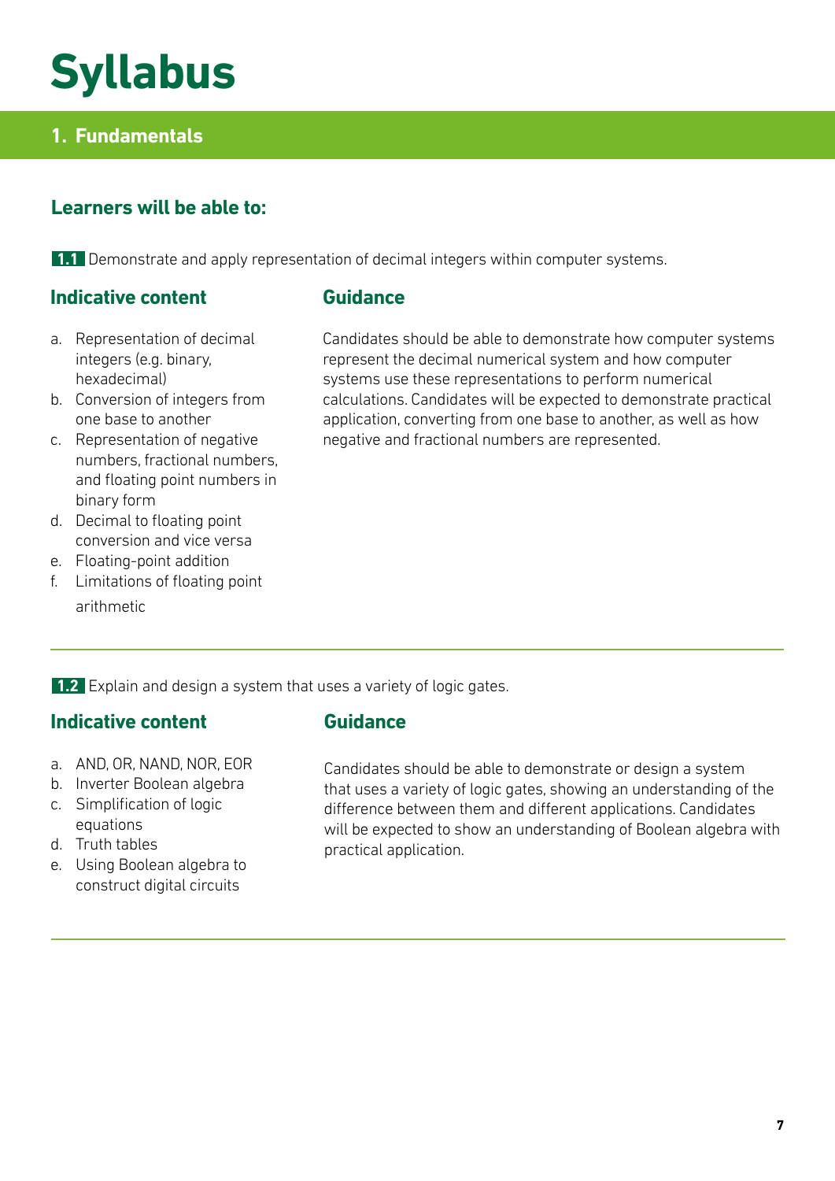# Syllabus

## 1. Fundamentals

### Learners will be able to:

**1.1** Demonstrate and apply representation of decimal integers within computer systems.

#### Indicative content

a. Representation of decimal integers (e.g. binary, hexadecimal)
b. Conversion of integers from one base to another
c. Representation of negative numbers, fractional numbers, and floating point numbers in binary form
d. Decimal to floating point conversion and vice versa
e. Floating-point addition
f. Limitations of floating point arithmetic

#### Guidance

Candidates should be able to demonstrate how computer systems represent the decimal numerical system and how computer systems use these representations to perform numerical calculations. Candidates will be expected to demonstrate practical application, converting from one base to another, as well as how negative and fractional numbers are represented.

---

**1.2** Explain and design a system that uses a variety of logic gates.

#### Indicative content

a. AND, OR, NAND, NOR, EOR
b. Inverter Boolean algebra
c. Simplification of logic equations
d. Truth tables
e. Using Boolean algebra to construct digital circuits

#### Guidance

Candidates should be able to demonstrate or design a system that uses a variety of logic gates, showing an understanding of the difference between them and different applications. Candidates will be expected to show an understanding of Boolean algebra with practical application.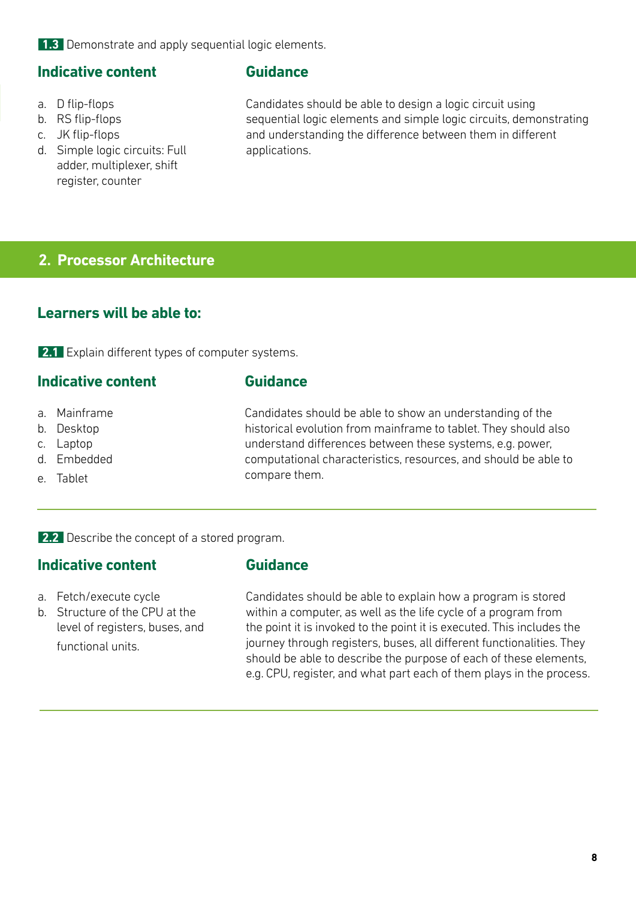**1.3** Demonstrate and apply sequential logic elements.

| Indicative content | Guidance |
| --- | --- |
| a. D flip-flops<br>b. RS flip-flops<br>c. JK flip-flops<br>d. Simple logic circuits: Full adder, multiplexer, shift register, counter | Candidates should be able to design a logic circuit using sequential logic elements and simple logic circuits, demonstrating and understanding the difference between them in different applications. |

## 2. Processor Architecture

### Learners will be able to:

**2.1** Explain different types of computer systems.

| Indicative content | Guidance |
| --- | --- |
| a. Mainframe<br>b. Desktop<br>c. Laptop<br>d. Embedded<br>e. Tablet | Candidates should be able to show an understanding of the historical evolution from mainframe to tablet. They should also understand differences between these systems, e.g. power, computational characteristics, resources, and should be able to compare them. |

**2.2** Describe the concept of a stored program.

| Indicative content | Guidance |
| --- | --- |
| a. Fetch/execute cycle<br>b. Structure of the CPU at the level of registers, buses, and functional units. | Candidates should be able to explain how a program is stored within a computer, as well as the life cycle of a program from the point it is invoked to the point it is executed. This includes the journey through registers, buses, all different functionalities. They should be able to describe the purpose of each of these elements, e.g. CPU, register, and what part each of them plays in the process. |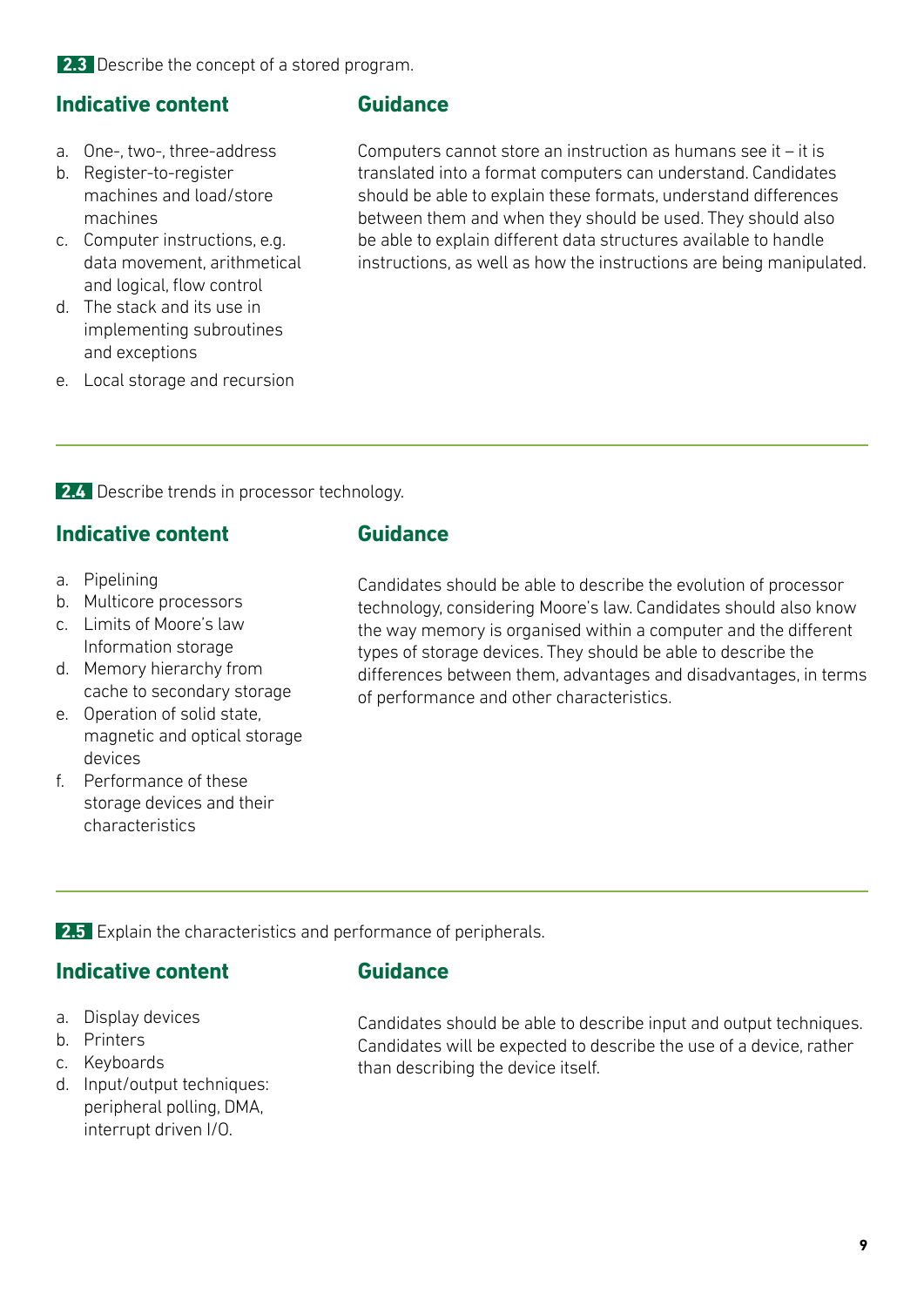**2.3** Describe the concept of a stored program.

### Indicative content

a. One-, two-, three-address
b. Register-to-register machines and load/store machines
c. Computer instructions, e.g. data movement, arithmetical and logical, flow control
d. The stack and its use in implementing subroutines and exceptions
e. Local storage and recursion

### Guidance

Computers cannot store an instruction as humans see it – it is translated into a format computers can understand. Candidates should be able to explain these formats, understand differences between them and when they should be used. They should also be able to explain different data structures available to handle instructions, as well as how the instructions are being manipulated.

---

**2.4** Describe trends in processor technology.

### Indicative content

a. Pipelining
b. Multicore processors
c. Limits of Moore's law Information storage
d. Memory hierarchy from cache to secondary storage
e. Operation of solid state, magnetic and optical storage devices
f. Performance of these storage devices and their characteristics

### Guidance

Candidates should be able to describe the evolution of processor technology, considering Moore's law. Candidates should also know the way memory is organised within a computer and the different types of storage devices. They should be able to describe the differences between them, advantages and disadvantages, in terms of performance and other characteristics.

---

**2.5** Explain the characteristics and performance of peripherals.

### Indicative content

a. Display devices
b. Printers
c. Keyboards
d. Input/output techniques: peripheral polling, DMA, interrupt driven I/O.

### Guidance

Candidates should be able to describe input and output techniques. Candidates will be expected to describe the use of a device, rather than describing the device itself.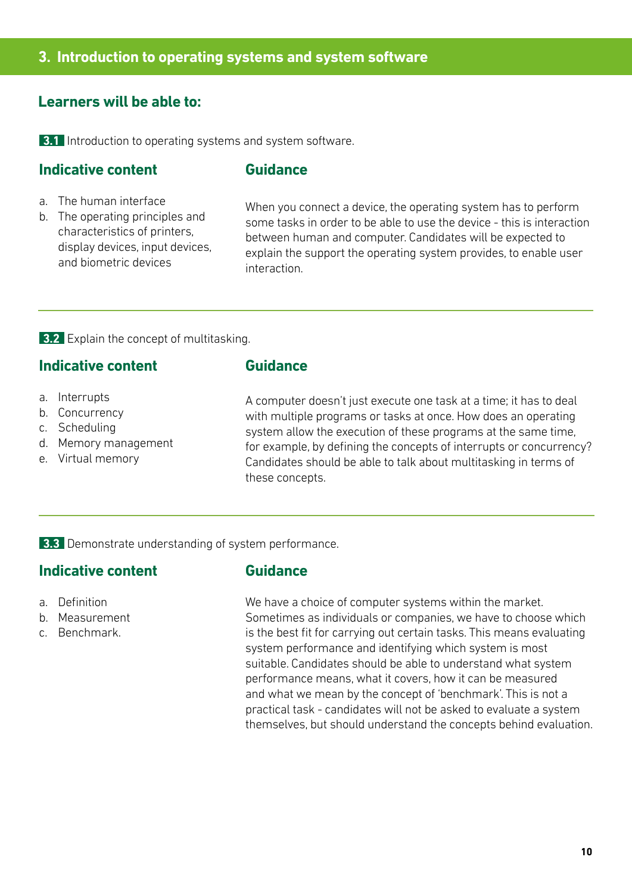## 3. Introduction to operating systems and system software

### Learners will be able to:

**3.1** Introduction to operating systems and system software.

#### Indicative content

a. The human interface
b. The operating principles and characteristics of printers, display devices, input devices, and biometric devices

#### Guidance

When you connect a device, the operating system has to perform some tasks in order to be able to use the device - this is interaction between human and computer. Candidates will be expected to explain the support the operating system provides, to enable user interaction.

---

**3.2** Explain the concept of multitasking.

#### Indicative content

a. Interrupts
b. Concurrency
c. Scheduling
d. Memory management
e. Virtual memory

#### Guidance

A computer doesn't just execute one task at a time; it has to deal with multiple programs or tasks at once. How does an operating system allow the execution of these programs at the same time, for example, by defining the concepts of interrupts or concurrency? Candidates should be able to talk about multitasking in terms of these concepts.

---

**3.3** Demonstrate understanding of system performance.

#### Indicative content

a. Definition
b. Measurement
c. Benchmark.

#### Guidance

We have a choice of computer systems within the market. Sometimes as individuals or companies, we have to choose which is the best fit for carrying out certain tasks. This means evaluating system performance and identifying which system is most suitable. Candidates should be able to understand what system performance means, what it covers, how it can be measured and what we mean by the concept of 'benchmark'. This is not a practical task - candidates will not be asked to evaluate a system themselves, but should understand the concepts behind evaluation.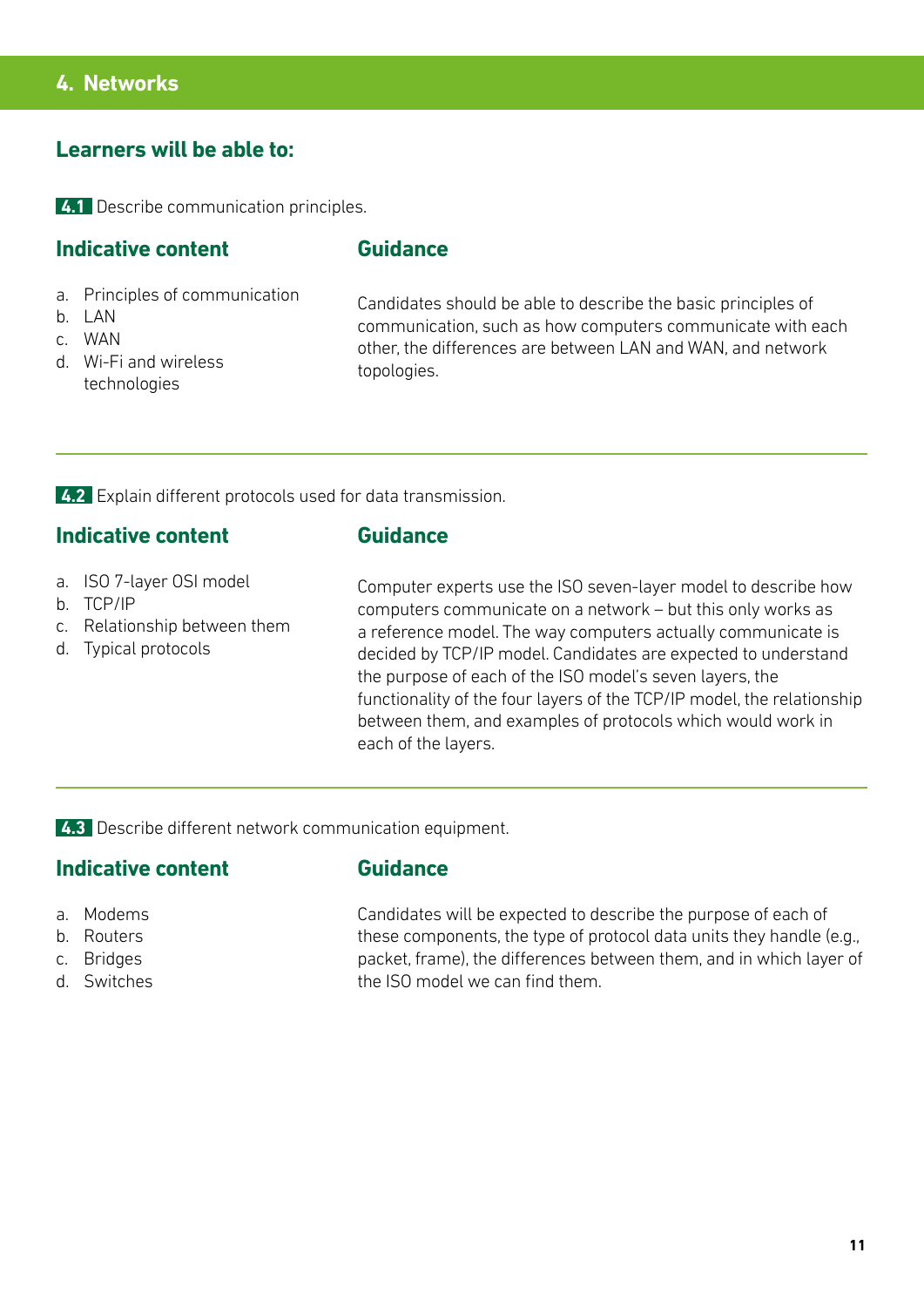## 4. Networks

### Learners will be able to:

**4.1** Describe communication principles.

#### Indicative content

a. Principles of communication
b. LAN
c. WAN
d. Wi-Fi and wireless technologies

#### Guidance

Candidates should be able to describe the basic principles of communication, such as how computers communicate with each other, the differences are between LAN and WAN, and network topologies.

---

**4.2** Explain different protocols used for data transmission.

#### Indicative content

a. ISO 7-layer OSI model
b. TCP/IP
c. Relationship between them
d. Typical protocols

#### Guidance

Computer experts use the ISO seven-layer model to describe how computers communicate on a network – but this only works as a reference model. The way computers actually communicate is decided by TCP/IP model. Candidates are expected to understand the purpose of each of the ISO model's seven layers, the functionality of the four layers of the TCP/IP model, the relationship between them, and examples of protocols which would work in each of the layers.

---

**4.3** Describe different network communication equipment.

#### Indicative content

a. Modems
b. Routers
c. Bridges
d. Switches

#### Guidance

Candidates will be expected to describe the purpose of each of these components, the type of protocol data units they handle (e.g., packet, frame), the differences between them, and in which layer of the ISO model we can find them.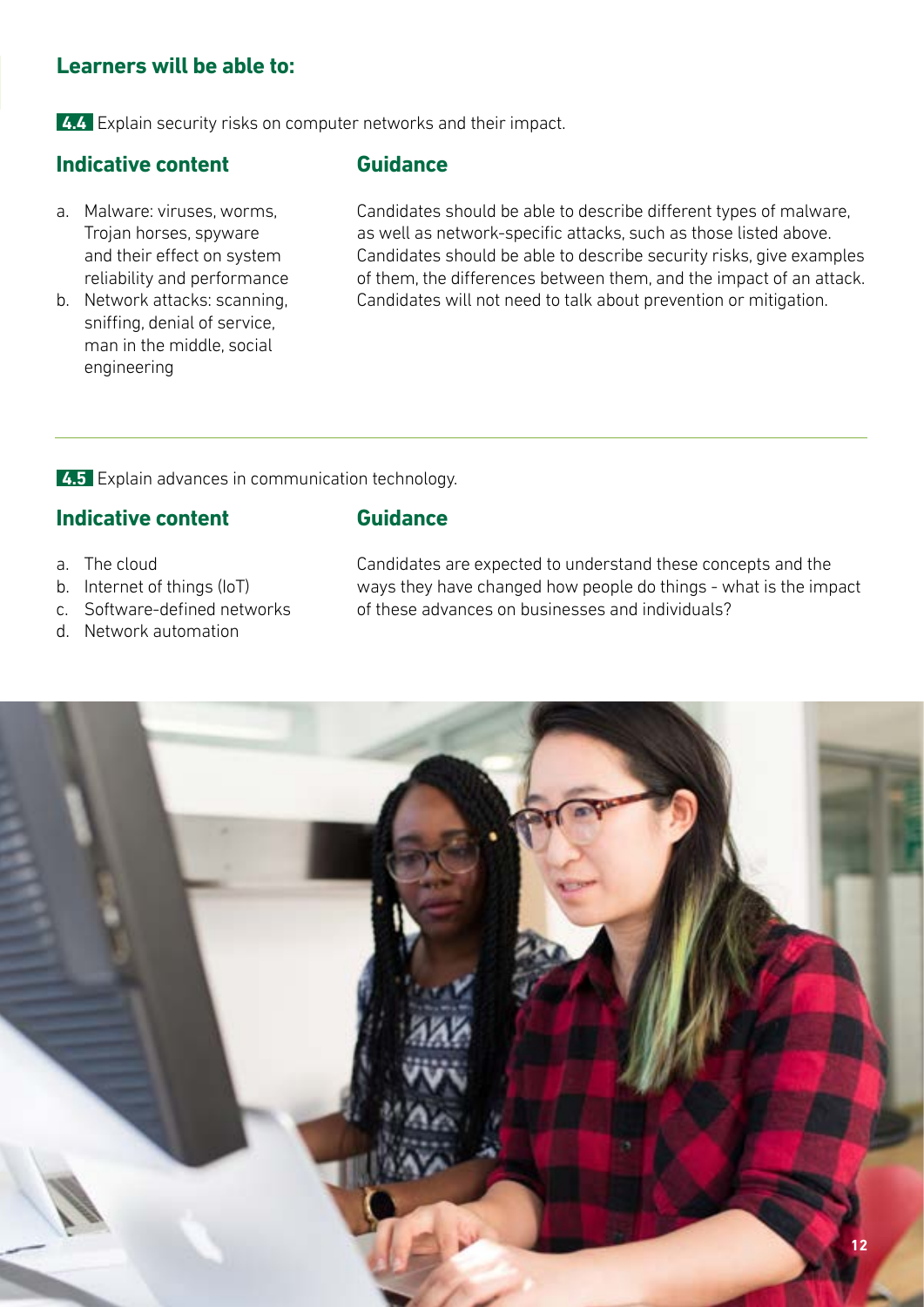## Learners will be able to:

**4.4** Explain security risks on computer networks and their impact.

### Indicative content

a. Malware: viruses, worms, Trojan horses, spyware and their effect on system reliability and performance
b. Network attacks: scanning, sniffing, denial of service, man in the middle, social engineering

### Guidance

Candidates should be able to describe different types of malware, as well as network-specific attacks, such as those listed above. Candidates should be able to describe security risks, give examples of them, the differences between them, and the impact of an attack. Candidates will not need to talk about prevention or mitigation.

---

**4.5** Explain advances in communication technology.

### Indicative content

a. The cloud
b. Internet of things (IoT)
c. Software-defined networks
d. Network automation

### Guidance

Candidates are expected to understand these concepts and the ways they have changed how people do things - what is the impact of these advances on businesses and individuals?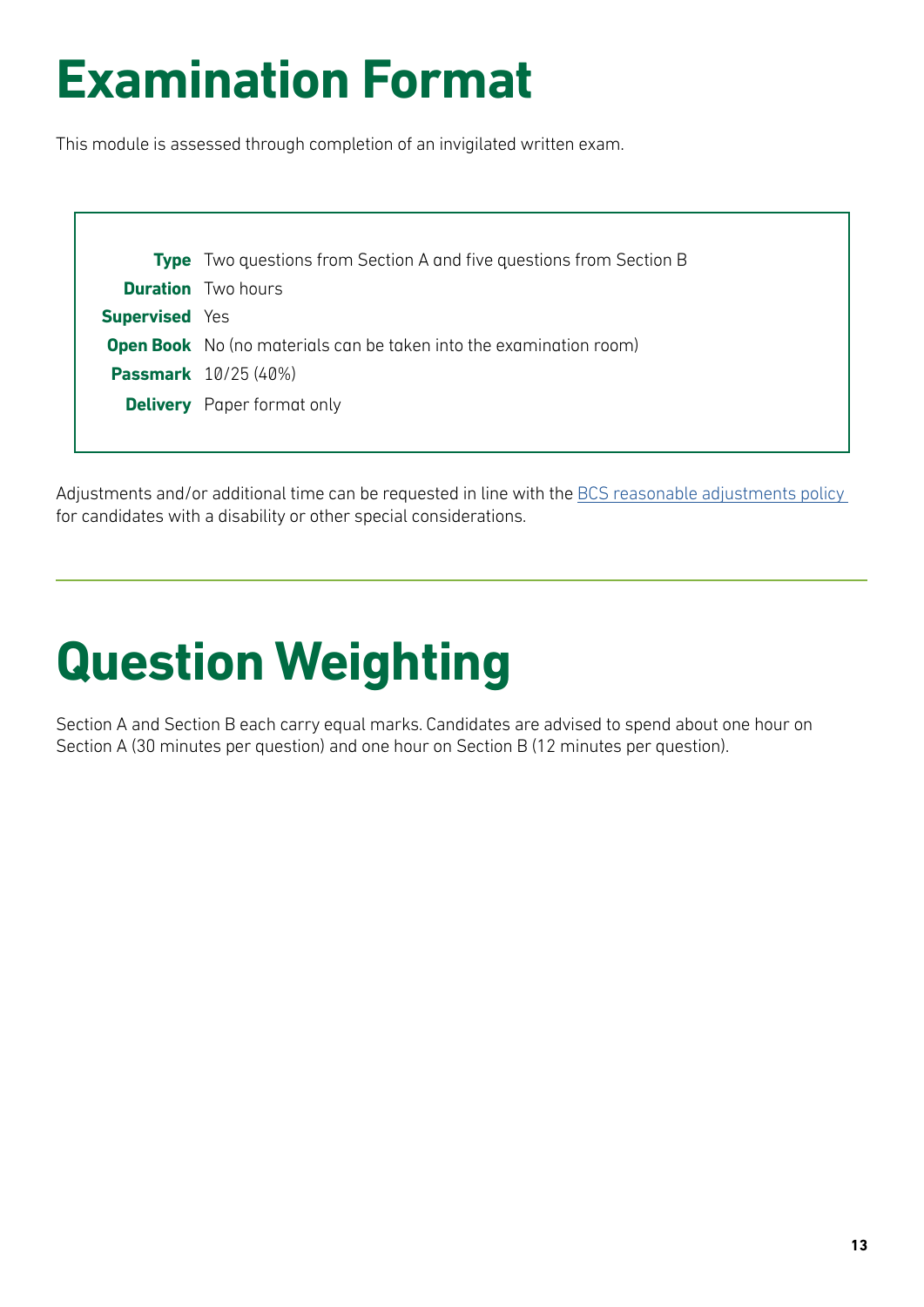# Examination Format

This module is assessed through completion of an invigilated written exam.

| | |
|---|---|
| **Type** | Two questions from Section A and five questions from Section B |
| **Duration** | Two hours |
| **Supervised** | Yes |
| **Open Book** | No (no materials can be taken into the examination room) |
| **Passmark** | 10/25 (40%) |
| **Delivery** | Paper format only |

Adjustments and/or additional time can be requested in line with the BCS reasonable adjustments policy for candidates with a disability or other special considerations.

# Question Weighting

Section A and Section B each carry equal marks. Candidates are advised to spend about one hour on Section A (30 minutes per question) and one hour on Section B (12 minutes per question).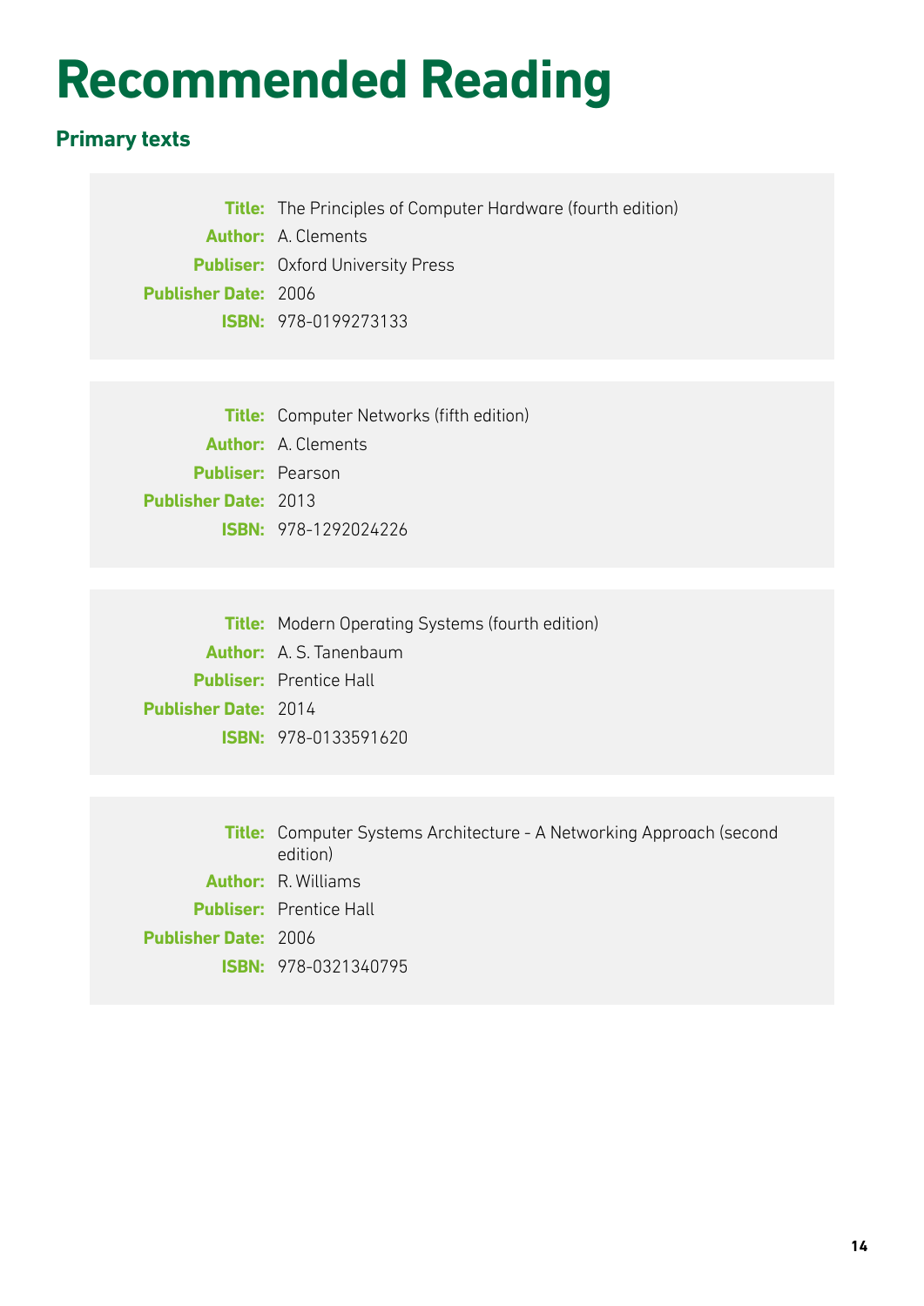# Recommended Reading

## Primary texts

**Title:** The Principles of Computer Hardware (fourth edition)
**Author:** A. Clements
**Publiser:** Oxford University Press
**Publisher Date:** 2006
**ISBN:** 978-0199273133

**Title:** Computer Networks (fifth edition)
**Author:** A. Clements
**Publiser:** Pearson
**Publisher Date:** 2013
**ISBN:** 978-1292024226

**Title:** Modern Operating Systems (fourth edition)
**Author:** A. S. Tanenbaum
**Publiser:** Prentice Hall
**Publisher Date:** 2014
**ISBN:** 978-0133591620

**Title:** Computer Systems Architecture - A Networking Approach (second edition)
**Author:** R. Williams
**Publiser:** Prentice Hall
**Publisher Date:** 2006
**ISBN:** 978-0321340795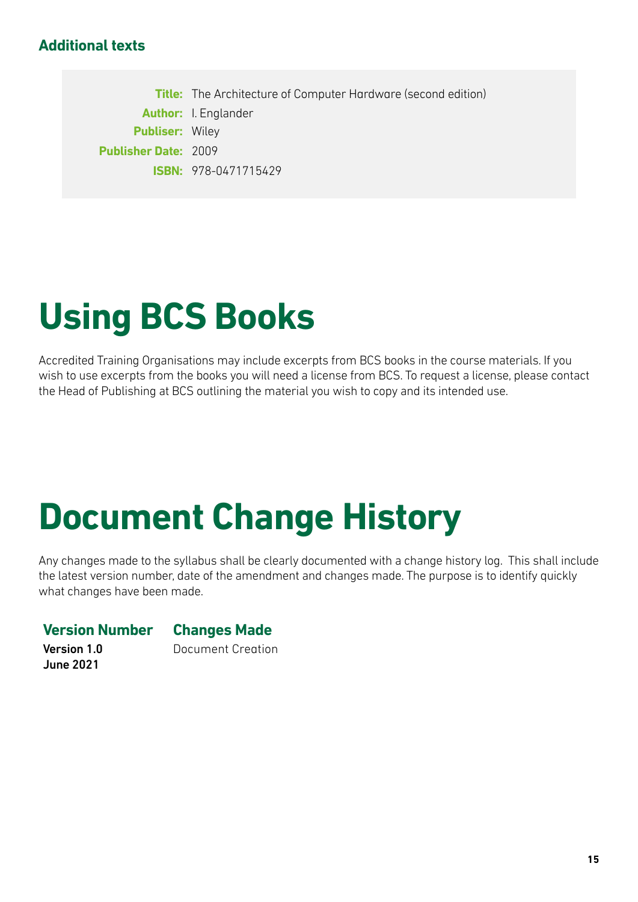### Additional texts

**Title:** The Architecture of Computer Hardware (second edition)
**Author:** I. Englander
**Publiser:** Wiley
**Publisher Date:** 2009
**ISBN:** 978-0471715429

# Using BCS Books

Accredited Training Organisations may include excerpts from BCS books in the course materials. If you wish to use excerpts from the books you will need a license from BCS. To request a license, please contact the Head of Publishing at BCS outlining the material you wish to copy and its intended use.

# Document Change History

Any changes made to the syllabus shall be clearly documented with a change history log. This shall include the latest version number, date of the amendment and changes made. The purpose is to identify quickly what changes have been made.

| Version Number | Changes Made |
|---|---|
| **Version 1.0 June 2021** | Document Creation |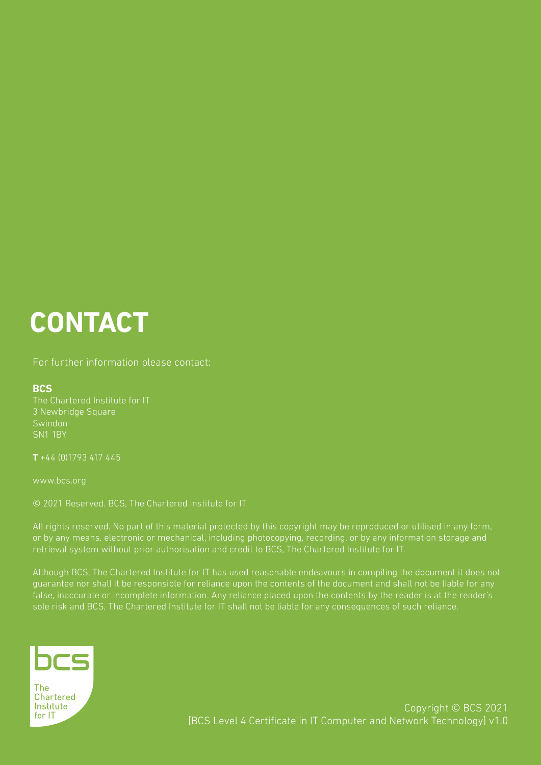# CONTACT

For further information please contact:

**BCS**
The Chartered Institute for IT
3 Newbridge Square
Swindon
SN1 1BY

**T** +44 (0)1793 417 445

www.bcs.org

© 2021 Reserved. BCS, The Chartered Institute for IT

All rights reserved. No part of this material protected by this copyright may be reproduced or utilised in any form, or by any means, electronic or mechanical, including photocopying, recording, or by any information storage and retrieval system without prior authorisation and credit to BCS, The Chartered Institute for IT.

Although BCS, The Chartered Institute for IT has used reasonable endeavours in compiling the document it does not guarantee nor shall it be responsible for reliance upon the contents of the document and shall not be liable for any false, inaccurate or incomplete information. Any reliance placed upon the contents by the reader is at the reader's sole risk and BCS, The Chartered Institute for IT shall not be liable for any consequences of such reliance.

bcs
The Chartered Institute for IT

Copyright © BCS 2021
[BCS Level 4 Certificate in IT Computer and Network Technology] v1.0